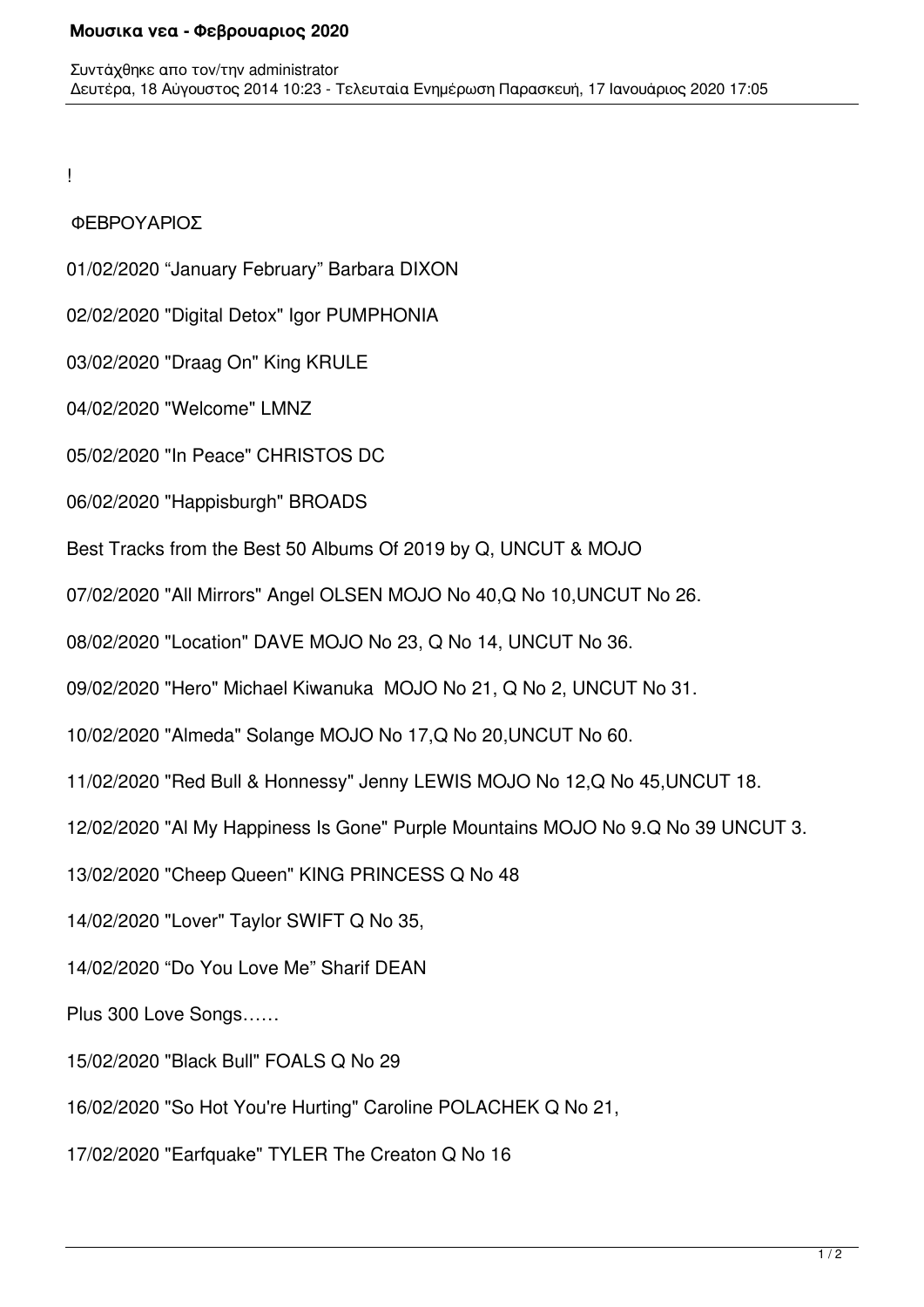!

ΦΕΒΡΟΥΑΡΙΟΣ

01/02/2020 “January February” Barbara DIXON

02/02/2020 "Digital Detox" Igor PUMPHONIA

03/02/2020 "Draag On" King KRULE

04/02/2020 "Welcome" LMNZ

05/02/2020 "In Peace" CHRISTOS DC

06/02/2020 "Happisburgh" BROADS

Best Tracks from the Best 50 Albums Of 2019 by Q, UNCUT & MOJO

07/02/2020 "All Mirrors" Angel OLSEN MOJO No 40,Q No 10,UNCUT No 26.

08/02/2020 "Location" DAVE MOJO No 23, Q No 14, UNCUT No 36.

09/02/2020 "Hero" Michael Kiwanuka MOJO No 21, Q No 2, UNCUT No 31.

10/02/2020 "Almeda" Solange MOJO No 17,Q No 20,UNCUT No 60.

11/02/2020 "Red Bull & Honnessy" Jenny LEWIS MOJO No 12,Q No 45,UNCUT 18.

12/02/2020 "Al My Happiness Is Gone" Purple Mountains MOJO No 9.Q No 39 UNCUT 3.

13/02/2020 "Cheep Queen" KING PRINCESS Q No 48

14/02/2020 "Lover" Taylor SWIFT Q No 35,

14/02/2020 “Do You Love Me” Sharif DEAN

Plus 300 Love Songs……

15/02/2020 "Black Bull" FOALS Q No 29

16/02/2020 "So Hot You're Hurting" Caroline POLACHEK Q No 21,

17/02/2020 "Earfquake" TYLER The Creaton Q No 16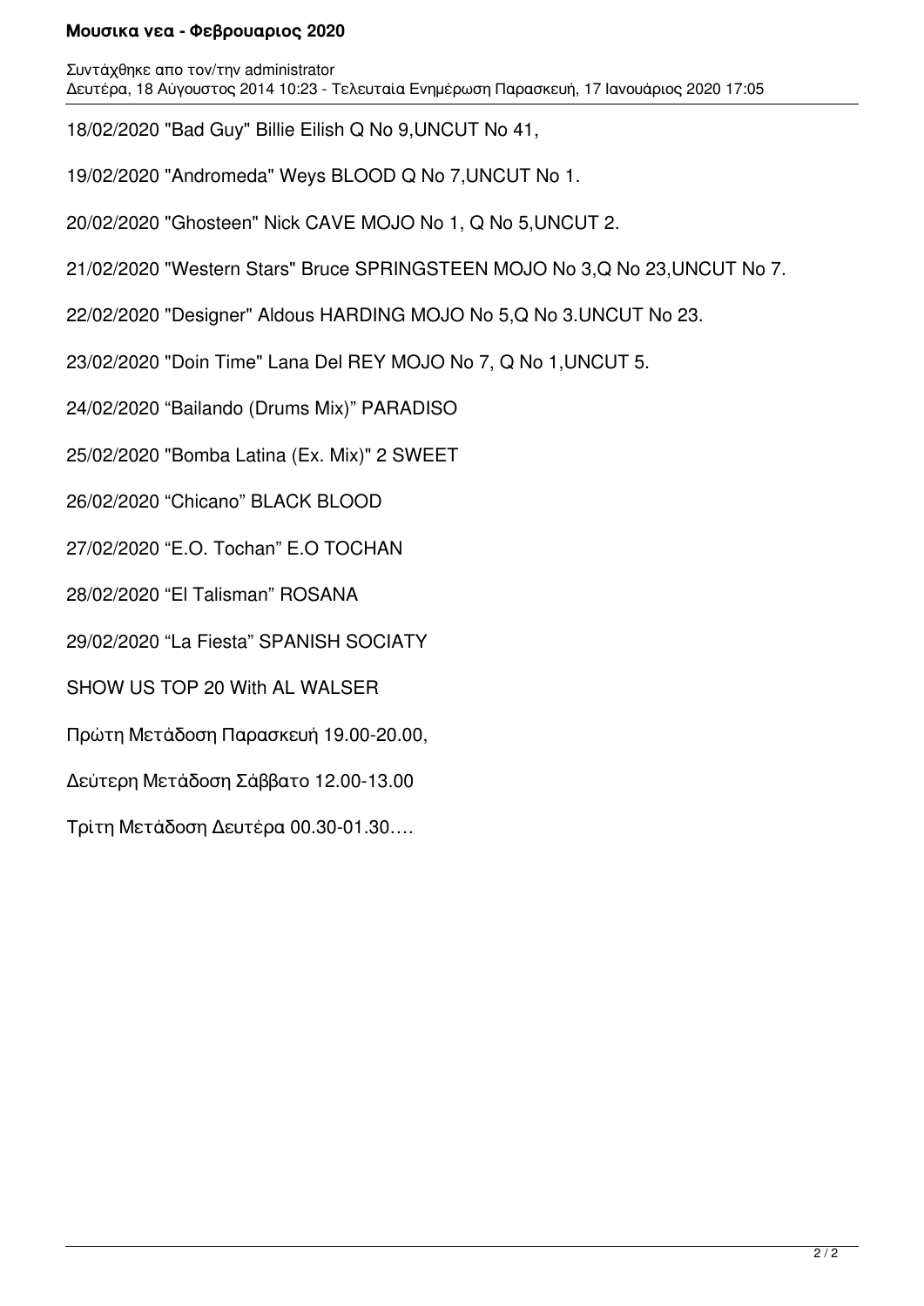18/02/2020 "Bad Guy" Billie Eilish Q No 9,UNCUT No 41,

19/02/2020 "Andromeda" Weys BLOOD Q No 7,UNCUT No 1.

20/02/2020 "Ghosteen" Nick CAVE MOJO No 1, Q No 5,UNCUT 2.

21/02/2020 "Western Stars" Bruce SPRINGSTEEN MOJO No 3,Q No 23,UNCUT No 7.

22/02/2020 "Designer" Aldous HARDING MOJO No 5,Q No 3.UNCUT No 23.

23/02/2020 "Doin Time" Lana Del REY MOJO No 7, Q No 1,UNCUT 5.

24/02/2020 “Bailando (Drums Mix)” PARADISO

25/02/2020 "Bomba Latina (Ex. Mix)" 2 SWEET

26/02/2020 “Chicano” BLACK BLOOD

27/02/2020 “E.O. Tochan” E.O TOCHAN

28/02/2020 “El Talisman” ROSANA

29/02/2020 “La Fiesta” SPANISH SOCIATY

SHOW US TOP 20 With AL WALSER

Πρώτη Μετάδοση Παρασκευή 19.00-20.00,

Δεύτερη Μετάδοση Σάββατο 12.00-13.00

Τρίτη Μετάδοση Δευτέρα 00.30-01.30….